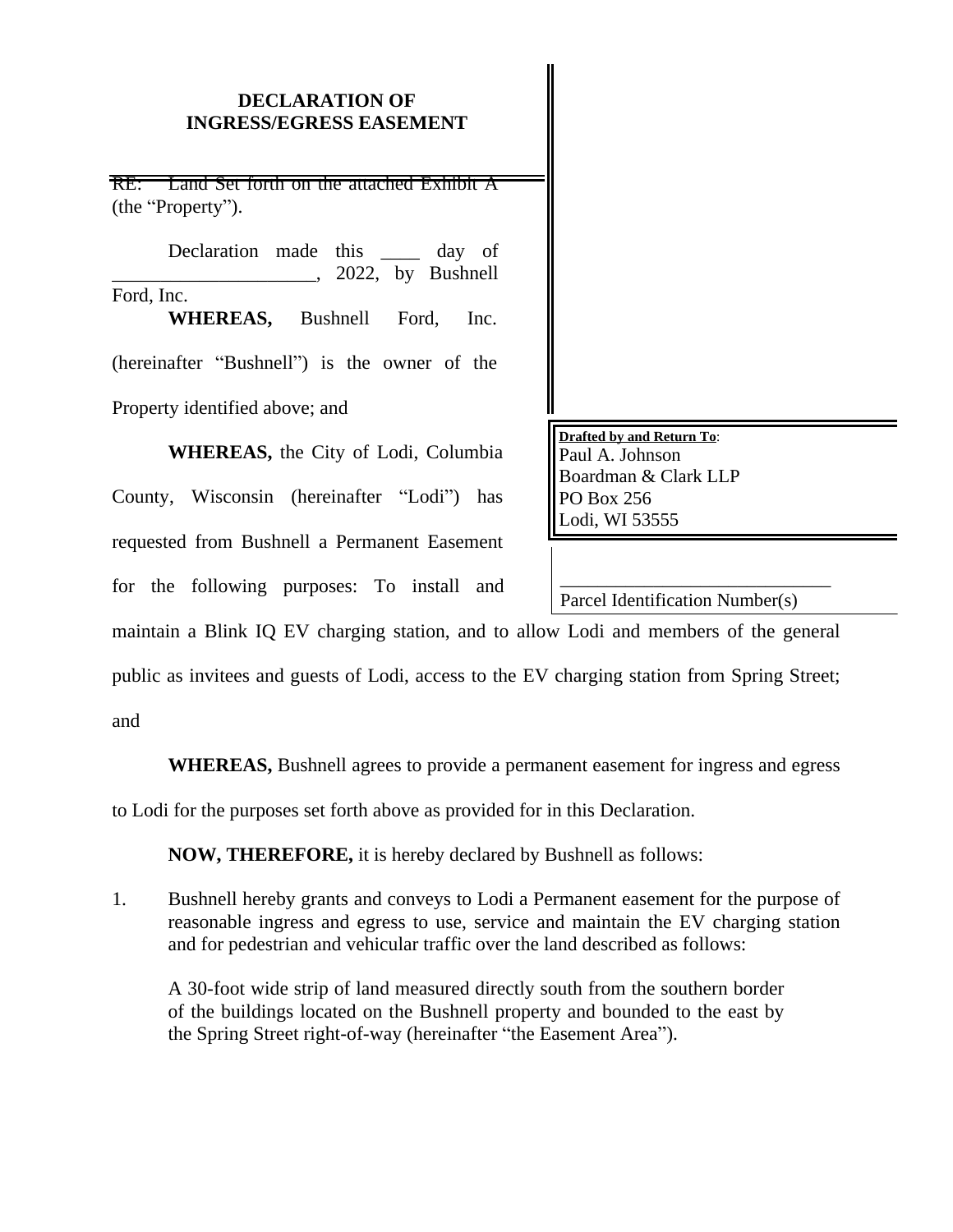# DECLARATION OF INGRESS/EGRESS EASEMENT

RE: Land Set forth on the attached Exhibit A (the "Property").

Declaration made this ____ day of _____________________, 2022, by Bushnell Ford, Inc.

**WHEREAS,** Bushnell Ford, Inc. (hereinafter "Bushnell") is the owner of the Property identified above; and

**WHEREAS,** the City of Lodi, Columbia County, Wisconsin (hereinafter "Lodi") has requested from Bushnell a Permanent Easement for the following purposes: To install and maintain a Blink IQ EV charging station, and to allow Lodi and members of the general public as invitees and guests of Lodi, access to the EV charging station from Spring Street; and

**WHEREAS,** Bushnell agrees to provide a permanent easement for ingress and egress to Lodi for the purposes set forth above as provided for in this Declaration.

**NOW, THEREFORE,** it is hereby declared by Bushnell as follows:

1. Bushnell hereby grants and conveys to Lodi a Permanent easement for the purpose of reasonable ingress and egress to use, service and maintain the EV charging station and for pedestrian and vehicular traffic over the land described as follows:

   A 30-foot wide strip of land measured directly south from the southern border of the buildings located on the Bushnell property and bounded to the east by the Spring Street right-of-way (hereinafter "the Easement Area").

**Drafted by and Return To**:
Paul A. Johnson
Boardman & Clark LLP
PO Box 256
Lodi, WI 53555

_____________________________
Parcel Identification Number(s)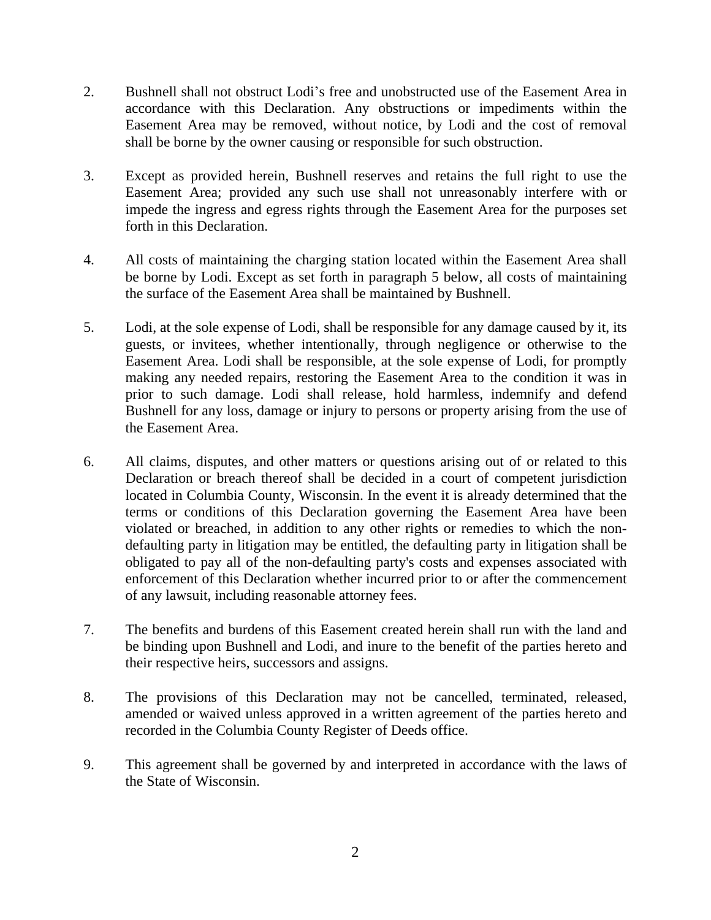2. Bushnell shall not obstruct Lodi's free and unobstructed use of the Easement Area in accordance with this Declaration. Any obstructions or impediments within the Easement Area may be removed, without notice, by Lodi and the cost of removal shall be borne by the owner causing or responsible for such obstruction.

3. Except as provided herein, Bushnell reserves and retains the full right to use the Easement Area; provided any such use shall not unreasonably interfere with or impede the ingress and egress rights through the Easement Area for the purposes set forth in this Declaration.

4. All costs of maintaining the charging station located within the Easement Area shall be borne by Lodi. Except as set forth in paragraph 5 below, all costs of maintaining the surface of the Easement Area shall be maintained by Bushnell.

5. Lodi, at the sole expense of Lodi, shall be responsible for any damage caused by it, its guests, or invitees, whether intentionally, through negligence or otherwise to the Easement Area. Lodi shall be responsible, at the sole expense of Lodi, for promptly making any needed repairs, restoring the Easement Area to the condition it was in prior to such damage. Lodi shall release, hold harmless, indemnify and defend Bushnell for any loss, damage or injury to persons or property arising from the use of the Easement Area.

6. All claims, disputes, and other matters or questions arising out of or related to this Declaration or breach thereof shall be decided in a court of competent jurisdiction located in Columbia County, Wisconsin. In the event it is already determined that the terms or conditions of this Declaration governing the Easement Area have been violated or breached, in addition to any other rights or remedies to which the non-defaulting party in litigation may be entitled, the defaulting party in litigation shall be obligated to pay all of the non-defaulting party's costs and expenses associated with enforcement of this Declaration whether incurred prior to or after the commencement of any lawsuit, including reasonable attorney fees.

7. The benefits and burdens of this Easement created herein shall run with the land and be binding upon Bushnell and Lodi, and inure to the benefit of the parties hereto and their respective heirs, successors and assigns.

8. The provisions of this Declaration may not be cancelled, terminated, released, amended or waived unless approved in a written agreement of the parties hereto and recorded in the Columbia County Register of Deeds office.

9. This agreement shall be governed by and interpreted in accordance with the laws of the State of Wisconsin.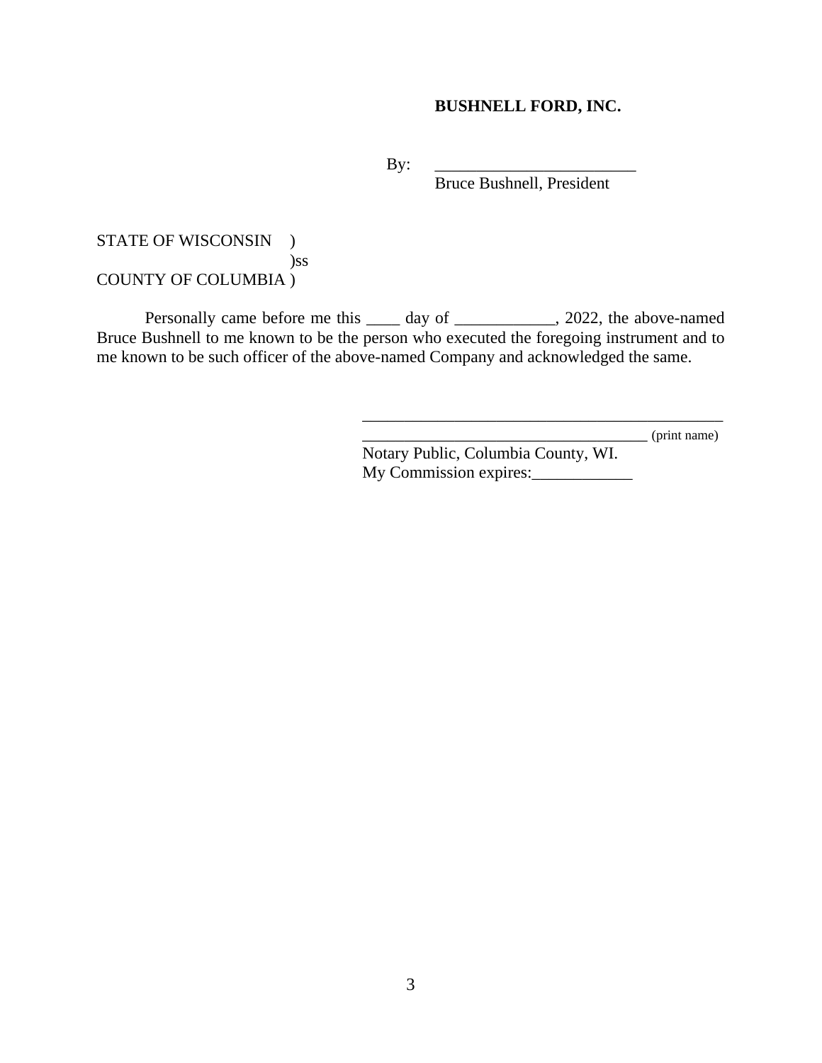**BUSHNELL FORD, INC.**

By: ________________________
Bruce Bushnell, President

STATE OF WISCONSIN )
)ss
COUNTY OF COLUMBIA )

Personally came before me this ____ day of ____________, 2022, the above-named Bruce Bushnell to me known to be the person who executed the foregoing instrument and to me known to be such officer of the above-named Company and acknowledged the same.

_____________________________________________
___________________________________ (print name)
Notary Public, Columbia County, WI.
My Commission expires:____________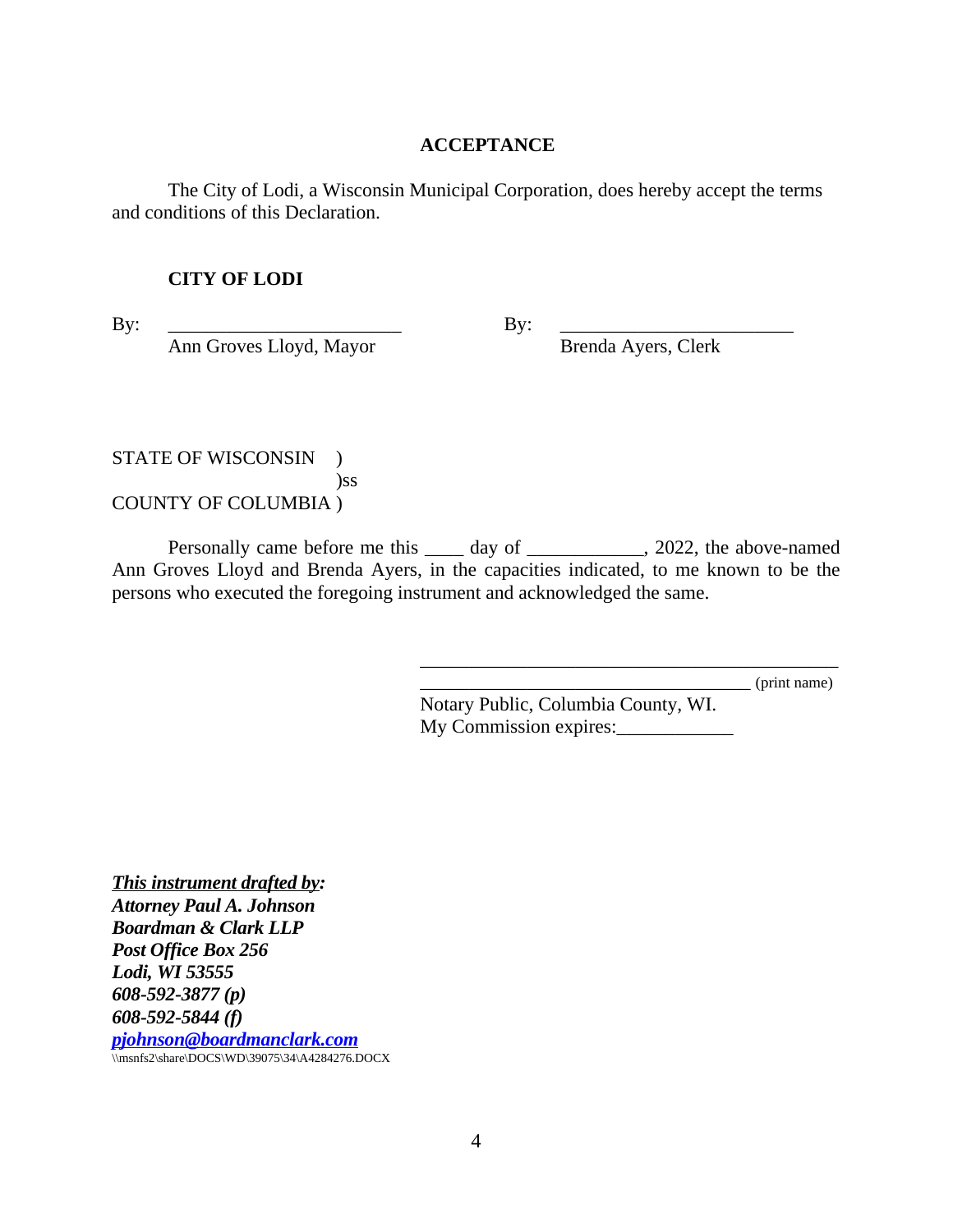## ACCEPTANCE

The City of Lodi, a Wisconsin Municipal Corporation, does hereby accept the terms and conditions of this Declaration.

**CITY OF LODI**

By: ________________________
Ann Groves Lloyd, Mayor

By: ________________________
Brenda Ayers, Clerk

STATE OF WISCONSIN )
)ss
COUNTY OF COLUMBIA )

Personally came before me this ____ day of ____________, 2022, the above-named Ann Groves Lloyd and Brenda Ayers, in the capacities indicated, to me known to be the persons who executed the foregoing instrument and acknowledged the same.

______________________________________________
____________________________________ (print name)
Notary Public, Columbia County, WI.
My Commission expires:____________

***This instrument drafted by:***
***Attorney Paul A. Johnson***
***Boardman & Clark LLP***
***Post Office Box 256***
***Lodi, WI 53555***
***608-592-3877 (p)***
***608-592-5844 (f)***
***pjohnson@boardmanclark.com***
\\msnfs2\share\DOCS\WD\39075\34\A4284276.DOCX